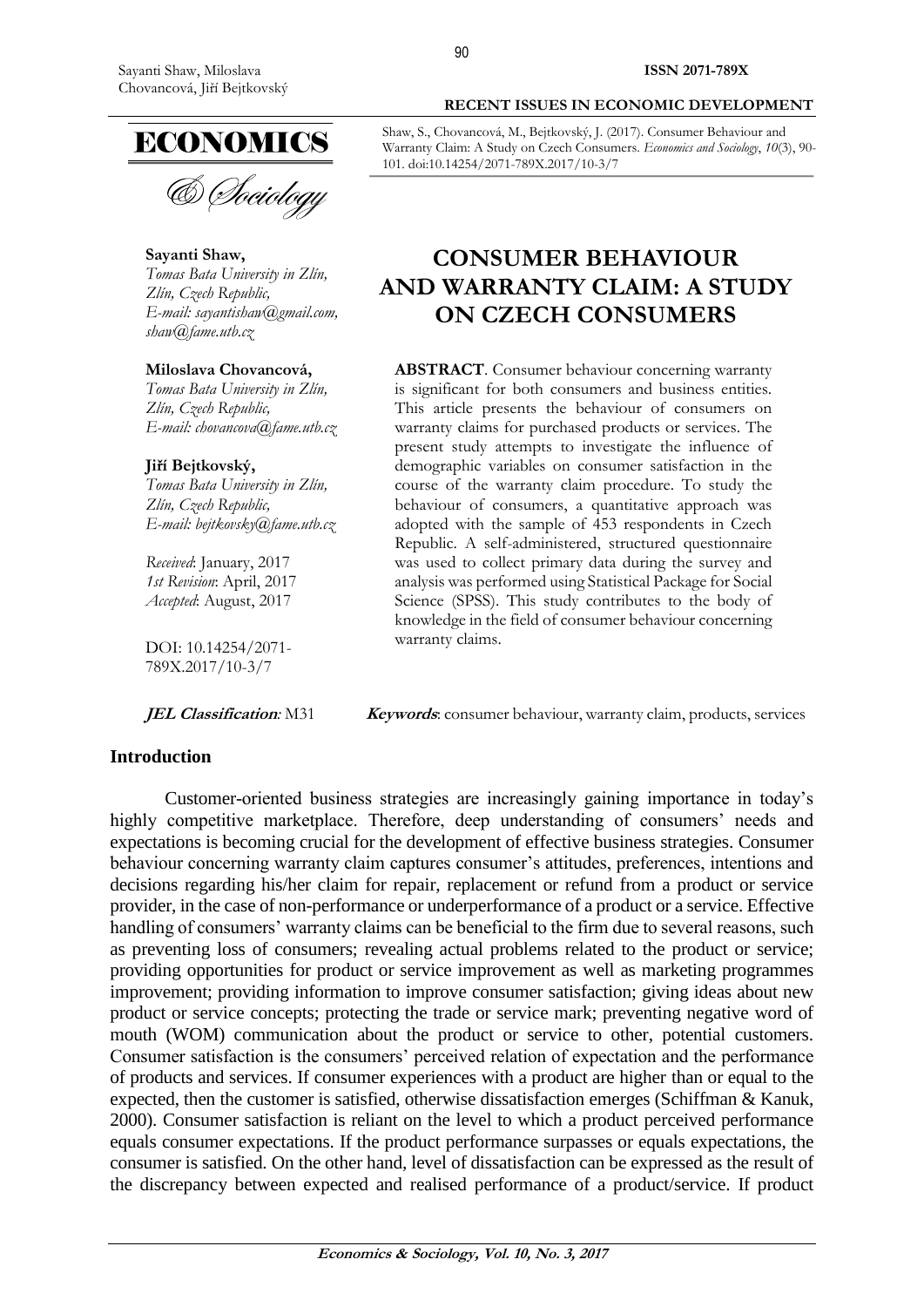Shaw, S., Chovancová, M., Bejtkovský, J. (2017). Consumer Behaviour and Warranty Claim: A Study on Czech Consumers. *Economics and Sociology*, *10*(3), 90-101. doi:10.14254/2071-789X.2017/10-3/7

**Sayanti Shaw,**
*Tomas Bata University in Zlín, Zlín, Czech Republic, E-mail: sayantishaw@gmail.com, shaw@fame.utb.cz*

**Miloslava Chovancová,**
*Tomas Bata University in Zlín, Zlín, Czech Republic, E-mail: chovancova@fame.utb.cz*

**Jiří Bejtkovský,**
*Tomas Bata University in Zlín, Zlín, Czech Republic, E-mail: bejtkovsky@fame.utb.cz*

*Received*: January, 2017
*1st Revision*: April, 2017
*Accepted*: August, 2017

DOI: 10.14254/2071-789X.2017/10-3/7

# CONSUMER BEHAVIOUR AND WARRANTY CLAIM: A STUDY ON CZECH CONSUMERS

**ABSTRACT**. Consumer behaviour concerning warranty is significant for both consumers and business entities. This article presents the behaviour of consumers on warranty claims for purchased products or services. The present study attempts to investigate the influence of demographic variables on consumer satisfaction in the course of the warranty claim procedure. To study the behaviour of consumers, a quantitative approach was adopted with the sample of 453 respondents in Czech Republic. A self-administered, structured questionnaire was used to collect primary data during the survey and analysis was performed using Statistical Package for Social Science (SPSS). This study contributes to the body of knowledge in the field of consumer behaviour concerning warranty claims.

***JEL Classification*:** M31

***Keywords***: consumer behaviour, warranty claim, products, services

## Introduction

Customer-oriented business strategies are increasingly gaining importance in today's highly competitive marketplace. Therefore, deep understanding of consumers' needs and expectations is becoming crucial for the development of effective business strategies. Consumer behaviour concerning warranty claim captures consumer's attitudes, preferences, intentions and decisions regarding his/her claim for repair, replacement or refund from a product or service provider, in the case of non-performance or underperformance of a product or a service. Effective handling of consumers' warranty claims can be beneficial to the firm due to several reasons, such as preventing loss of consumers; revealing actual problems related to the product or service; providing opportunities for product or service improvement as well as marketing programmes improvement; providing information to improve consumer satisfaction; giving ideas about new product or service concepts; protecting the trade or service mark; preventing negative word of mouth (WOM) communication about the product or service to other, potential customers. Consumer satisfaction is the consumers' perceived relation of expectation and the performance of products and services. If consumer experiences with a product are higher than or equal to the expected, then the customer is satisfied, otherwise dissatisfaction emerges (Schiffman & Kanuk, 2000). Consumer satisfaction is reliant on the level to which a product perceived performance equals consumer expectations. If the product performance surpasses or equals expectations, the consumer is satisfied. On the other hand, level of dissatisfaction can be expressed as the result of the discrepancy between expected and realised performance of a product/service. If product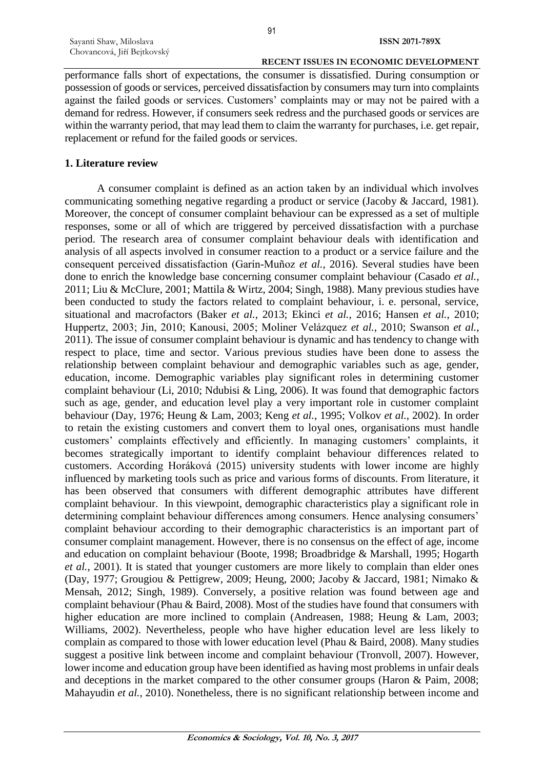performance falls short of expectations, the consumer is dissatisfied. During consumption or possession of goods or services, perceived dissatisfaction by consumers may turn into complaints against the failed goods or services. Customers' complaints may or may not be paired with a demand for redress. However, if consumers seek redress and the purchased goods or services are within the warranty period, that may lead them to claim the warranty for purchases, i.e. get repair, replacement or refund for the failed goods or services.

## 1. Literature review

A consumer complaint is defined as an action taken by an individual which involves communicating something negative regarding a product or service (Jacoby & Jaccard, 1981). Moreover, the concept of consumer complaint behaviour can be expressed as a set of multiple responses, some or all of which are triggered by perceived dissatisfaction with a purchase period. The research area of consumer complaint behaviour deals with identification and analysis of all aspects involved in consumer reaction to a product or a service failure and the consequent perceived dissatisfaction (Garín-Muñoz *et al.*, 2016). Several studies have been done to enrich the knowledge base concerning consumer complaint behaviour (Casado *et al.*, 2011; Liu & McClure, 2001; Mattila & Wirtz, 2004; Singh, 1988). Many previous studies have been conducted to study the factors related to complaint behaviour, i. e. personal, service, situational and macrofactors (Baker *et al.*, 2013; Ekinci *et al.*, 2016; Hansen *et al.*, 2010; Huppertz, 2003; Jin, 2010; Kanousi, 2005; Moliner Velázquez *et al.*, 2010; Swanson *et al.*, 2011). The issue of consumer complaint behaviour is dynamic and has tendency to change with respect to place, time and sector. Various previous studies have been done to assess the relationship between complaint behaviour and demographic variables such as age, gender, education, income. Demographic variables play significant roles in determining customer complaint behaviour (Li, 2010; Ndubisi & Ling, 2006). It was found that demographic factors such as age, gender, and education level play a very important role in customer complaint behaviour (Day, 1976; Heung & Lam, 2003; Keng *et al.*, 1995; Volkov *et al.*, 2002). In order to retain the existing customers and convert them to loyal ones, organisations must handle customers' complaints effectively and efficiently. In managing customers' complaints, it becomes strategically important to identify complaint behaviour differences related to customers. According Horáková (2015) university students with lower income are highly influenced by marketing tools such as price and various forms of discounts. From literature, it has been observed that consumers with different demographic attributes have different complaint behaviour. In this viewpoint, demographic characteristics play a significant role in determining complaint behaviour differences among consumers. Hence analysing consumers' complaint behaviour according to their demographic characteristics is an important part of consumer complaint management. However, there is no consensus on the effect of age, income and education on complaint behaviour (Boote, 1998; Broadbridge & Marshall, 1995; Hogarth *et al.*, 2001). It is stated that younger customers are more likely to complain than elder ones (Day, 1977; Grougiou & Pettigrew, 2009; Heung, 2000; Jacoby & Jaccard, 1981; Nimako & Mensah, 2012; Singh, 1989). Conversely, a positive relation was found between age and complaint behaviour (Phau & Baird, 2008). Most of the studies have found that consumers with higher education are more inclined to complain (Andreasen, 1988; Heung & Lam, 2003; Williams, 2002). Nevertheless, people who have higher education level are less likely to complain as compared to those with lower education level (Phau & Baird, 2008). Many studies suggest a positive link between income and complaint behaviour (Tronvoll, 2007). However, lower income and education group have been identified as having most problems in unfair deals and deceptions in the market compared to the other consumer groups (Haron & Paim, 2008; Mahayudin *et al.*, 2010). Nonetheless, there is no significant relationship between income and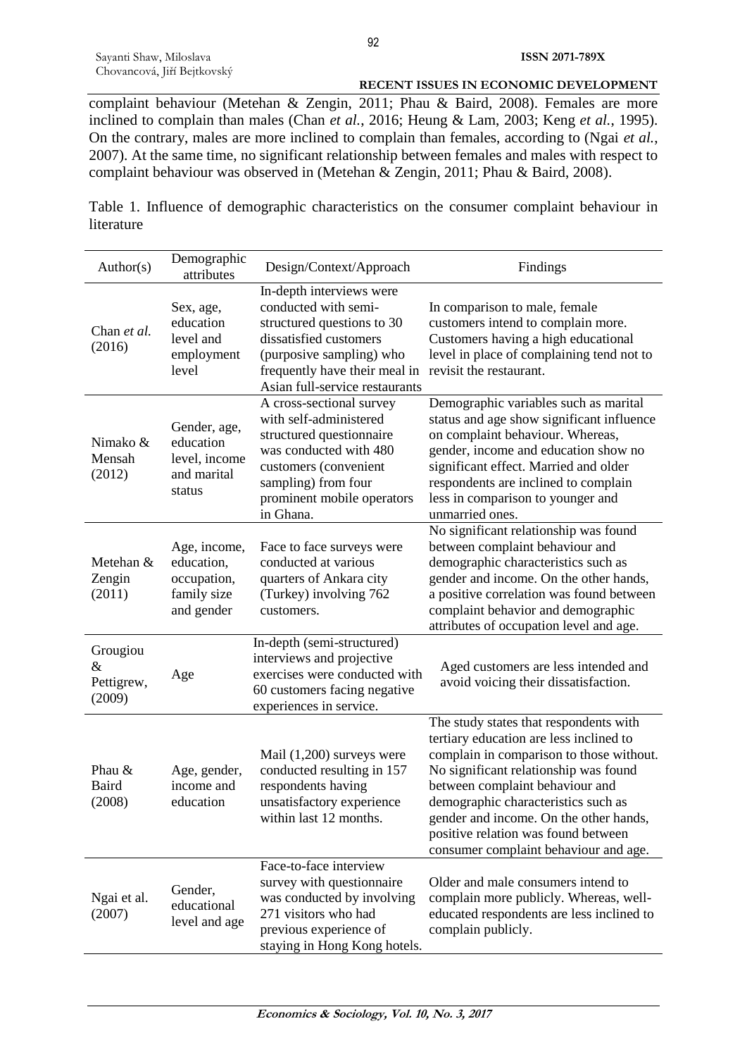complaint behaviour (Metehan & Zengin, 2011; Phau & Baird, 2008). Females are more inclined to complain than males (Chan *et al.*, 2016; Heung & Lam, 2003; Keng *et al.*, 1995). On the contrary, males are more inclined to complain than females, according to (Ngai *et al.*, 2007). At the same time, no significant relationship between females and males with respect to complaint behaviour was observed in (Metehan & Zengin, 2011; Phau & Baird, 2008).

Table 1. Influence of demographic characteristics on the consumer complaint behaviour in literature

| Author(s) | Demographic attributes | Design/Context/Approach | Findings |
|---|---|---|---|
| Chan *et al.* (2016) | Sex, age, education level and employment level | In-depth interviews were conducted with semi-structured questions to 30 dissatisfied customers (purposive sampling) who frequently have their meal in Asian full-service restaurants | In comparison to male, female customers intend to complain more. Customers having a high educational level in place of complaining tend not to revisit the restaurant. |
| Nimako & Mensah (2012) | Gender, age, education level, income and marital status | A cross-sectional survey with self-administered structured questionnaire was conducted with 480 customers (convenient sampling) from four prominent mobile operators in Ghana. | Demographic variables such as marital status and age show significant influence on complaint behaviour. Whereas, gender, income and education show no significant effect. Married and older respondents are inclined to complain less in comparison to younger and unmarried ones. |
| Metehan & Zengin (2011) | Age, income, education, occupation, family size and gender | Face to face surveys were conducted at various quarters of Ankara city (Turkey) involving 762 customers. | No significant relationship was found between complaint behaviour and demographic characteristics such as gender and income. On the other hands, a positive correlation was found between complaint behavior and demographic attributes of occupation level and age. |
| Grougiou & Pettigrew, (2009) | Age | In-depth (semi-structured) interviews and projective exercises were conducted with 60 customers facing negative experiences in service. | Aged customers are less intended and avoid voicing their dissatisfaction. |
| Phau & Baird (2008) | Age, gender, income and education | Mail (1,200) surveys were conducted resulting in 157 respondents having unsatisfactory experience within last 12 months. | The study states that respondents with tertiary education are less inclined to complain in comparison to those without. No significant relationship was found between complaint behaviour and demographic characteristics such as gender and income. On the other hands, positive relation was found between consumer complaint behaviour and age. |
| Ngai et al. (2007) | Gender, educational level and age | Face-to-face interview survey with questionnaire was conducted by involving 271 visitors who had previous experience of staying in Hong Kong hotels. | Older and male consumers intend to complain more publicly. Whereas, well-educated respondents are less inclined to complain publicly. |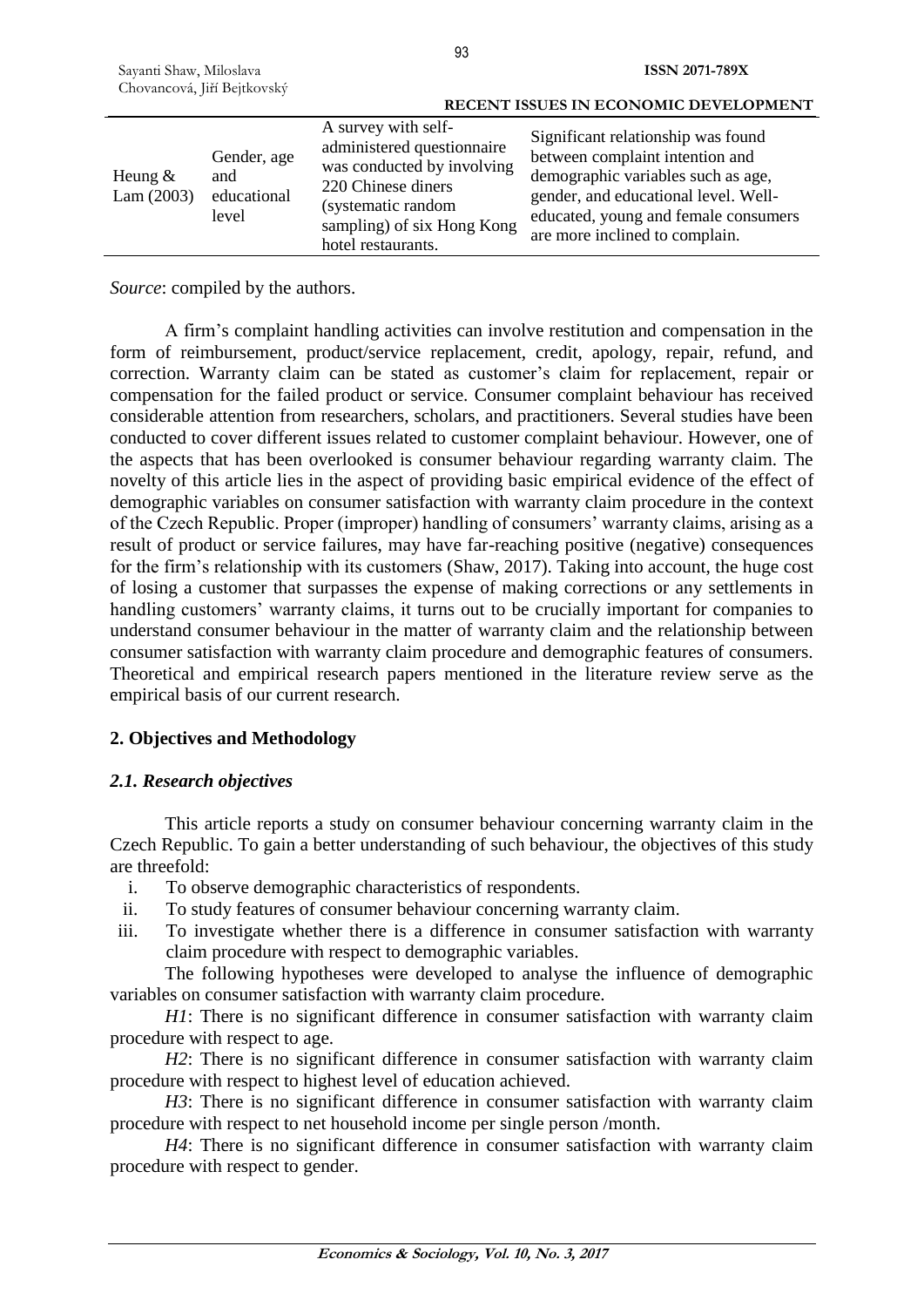| Heung & Lam (2003) | Gender, age and educational level | A survey with self-administered questionnaire was conducted by involving 220 Chinese diners (systematic random sampling) of six Hong Kong hotel restaurants. | Significant relationship was found between complaint intention and demographic variables such as age, gender, and educational level. Well-educated, young and female consumers are more inclined to complain. |
|---|---|---|---|

*Source*: compiled by the authors.

A firm's complaint handling activities can involve restitution and compensation in the form of reimbursement, product/service replacement, credit, apology, repair, refund, and correction. Warranty claim can be stated as customer's claim for replacement, repair or compensation for the failed product or service. Consumer complaint behaviour has received considerable attention from researchers, scholars, and practitioners. Several studies have been conducted to cover different issues related to customer complaint behaviour. However, one of the aspects that has been overlooked is consumer behaviour regarding warranty claim. The novelty of this article lies in the aspect of providing basic empirical evidence of the effect of demographic variables on consumer satisfaction with warranty claim procedure in the context of the Czech Republic. Proper (improper) handling of consumers' warranty claims, arising as a result of product or service failures, may have far-reaching positive (negative) consequences for the firm's relationship with its customers (Shaw, 2017). Taking into account, the huge cost of losing a customer that surpasses the expense of making corrections or any settlements in handling customers' warranty claims, it turns out to be crucially important for companies to understand consumer behaviour in the matter of warranty claim and the relationship between consumer satisfaction with warranty claim procedure and demographic features of consumers. Theoretical and empirical research papers mentioned in the literature review serve as the empirical basis of our current research.

## 2. Objectives and Methodology

### *2.1. Research objectives*

This article reports a study on consumer behaviour concerning warranty claim in the Czech Republic. To gain a better understanding of such behaviour, the objectives of this study are threefold:

i. To observe demographic characteristics of respondents.
ii. To study features of consumer behaviour concerning warranty claim.
iii. To investigate whether there is a difference in consumer satisfaction with warranty claim procedure with respect to demographic variables.

The following hypotheses were developed to analyse the influence of demographic variables on consumer satisfaction with warranty claim procedure.

*H1*: There is no significant difference in consumer satisfaction with warranty claim procedure with respect to age.

*H2*: There is no significant difference in consumer satisfaction with warranty claim procedure with respect to highest level of education achieved.

*H3*: There is no significant difference in consumer satisfaction with warranty claim procedure with respect to net household income per single person /month.

*H4*: There is no significant difference in consumer satisfaction with warranty claim procedure with respect to gender.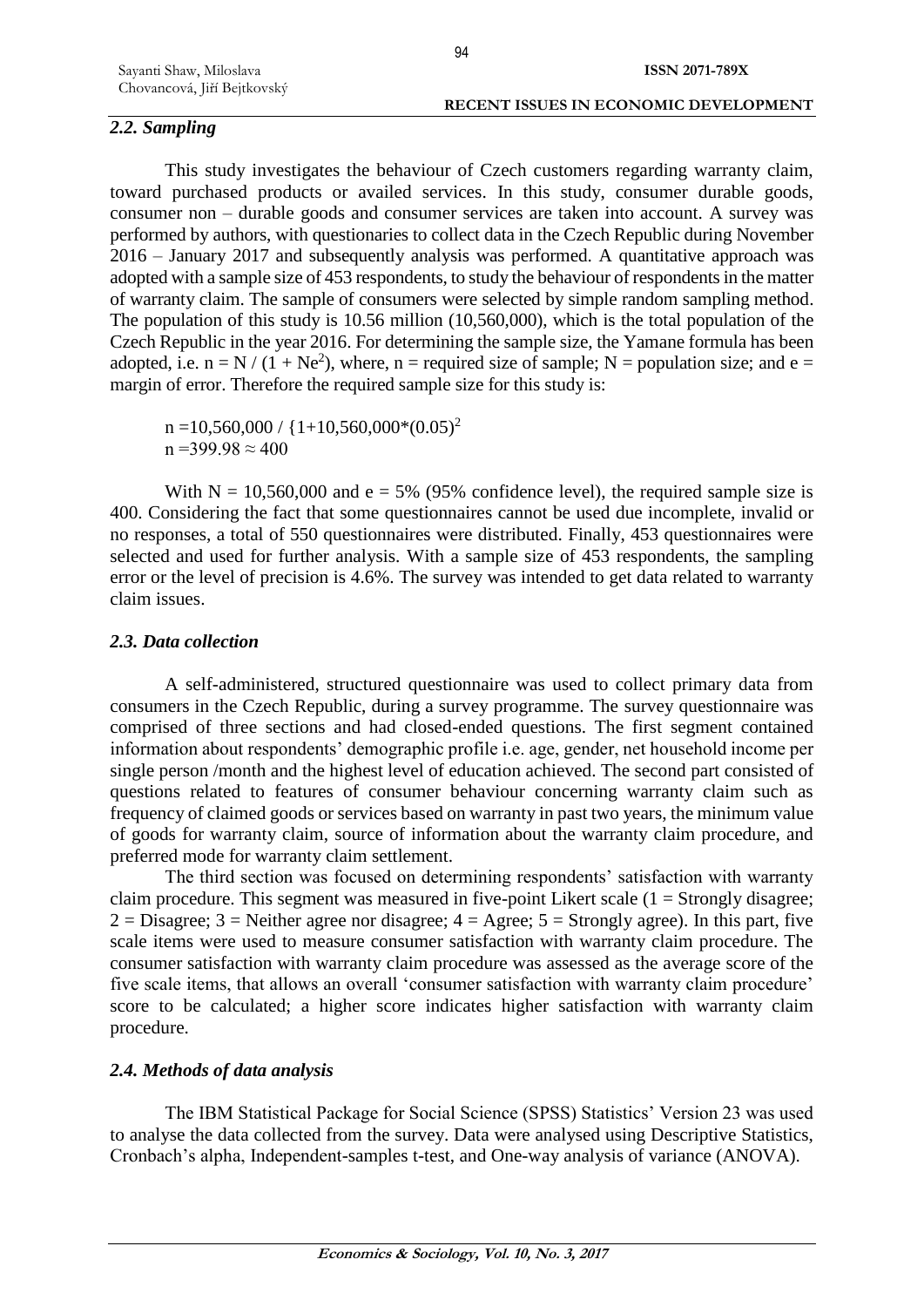### *2.2. Sampling*

This study investigates the behaviour of Czech customers regarding warranty claim, toward purchased products or availed services. In this study, consumer durable goods, consumer non – durable goods and consumer services are taken into account. A survey was performed by authors, with questionaries to collect data in the Czech Republic during November 2016 – January 2017 and subsequently analysis was performed. A quantitative approach was adopted with a sample size of 453 respondents, to study the behaviour of respondents in the matter of warranty claim. The sample of consumers were selected by simple random sampling method. The population of this study is 10.56 million (10,560,000), which is the total population of the Czech Republic in the year 2016. For determining the sample size, the Yamane formula has been adopted, i.e. $n = N / (1 + Ne^2)$, where, n = required size of sample; N = population size; and e = margin of error. Therefore the required sample size for this study is:

$n = 10{,}560{,}000 / \{1+10{,}560{,}000*(0.05)^2$
$n = 399.98 \approx 400$

With $N = 10{,}560{,}000$ and $e = 5\%$ (95% confidence level), the required sample size is 400. Considering the fact that some questionnaires cannot be used due incomplete, invalid or no responses, a total of 550 questionnaires were distributed. Finally, 453 questionnaires were selected and used for further analysis. With a sample size of 453 respondents, the sampling error or the level of precision is 4.6%. The survey was intended to get data related to warranty claim issues.

### *2.3. Data collection*

A self-administered, structured questionnaire was used to collect primary data from consumers in the Czech Republic, during a survey programme. The survey questionnaire was comprised of three sections and had closed-ended questions. The first segment contained information about respondents' demographic profile i.e. age, gender, net household income per single person /month and the highest level of education achieved. The second part consisted of questions related to features of consumer behaviour concerning warranty claim such as frequency of claimed goods or services based on warranty in past two years, the minimum value of goods for warranty claim, source of information about the warranty claim procedure, and preferred mode for warranty claim settlement.

The third section was focused on determining respondents' satisfaction with warranty claim procedure. This segment was measured in five-point Likert scale (1 = Strongly disagree; 2 = Disagree; 3 = Neither agree nor disagree; 4 = Agree; 5 = Strongly agree). In this part, five scale items were used to measure consumer satisfaction with warranty claim procedure. The consumer satisfaction with warranty claim procedure was assessed as the average score of the five scale items, that allows an overall 'consumer satisfaction with warranty claim procedure' score to be calculated; a higher score indicates higher satisfaction with warranty claim procedure.

### *2.4. Methods of data analysis*

The IBM Statistical Package for Social Science (SPSS) Statistics' Version 23 was used to analyse the data collected from the survey. Data were analysed using Descriptive Statistics, Cronbach's alpha, Independent-samples t-test, and One-way analysis of variance (ANOVA).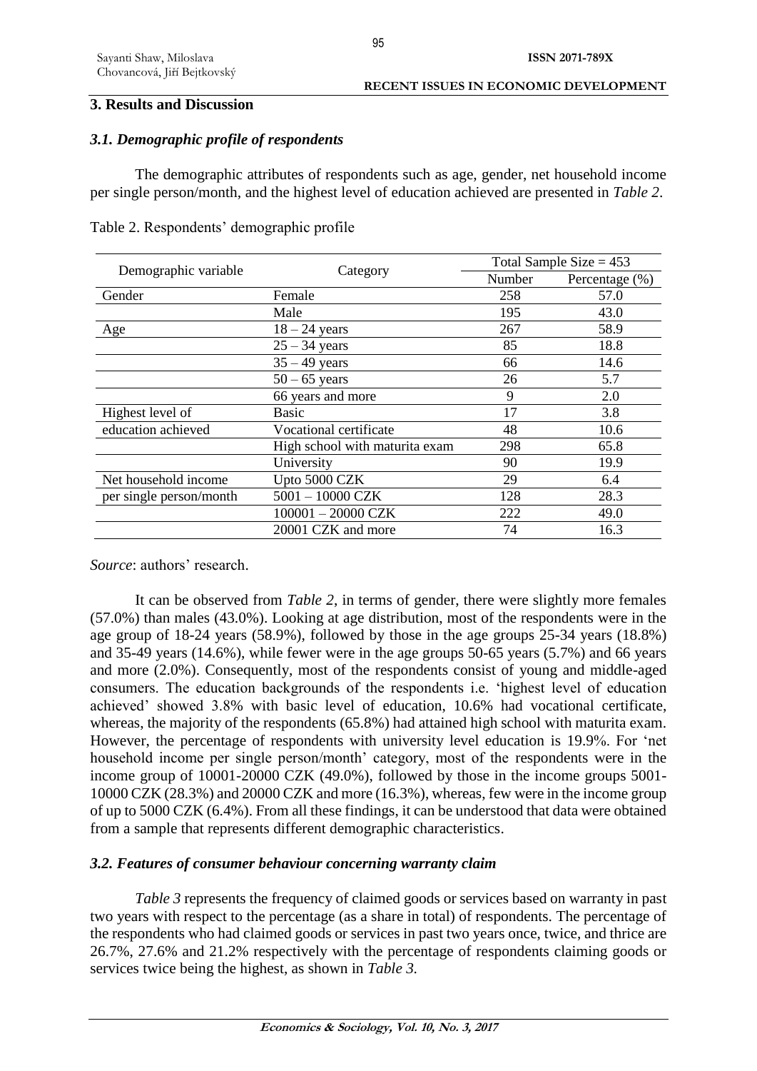## 3. Results and Discussion

### *3.1. Demographic profile of respondents*

The demographic attributes of respondents such as age, gender, net household income per single person/month, and the highest level of education achieved are presented in *Table 2*.

Table 2. Respondents' demographic profile

| Demographic variable | Category | Total Sample Size = 453 | |
|---|---|---|---|
| | | Number | Percentage (%) |
| Gender | Female | 258 | 57.0 |
| | Male | 195 | 43.0 |
| Age | 18 – 24 years | 267 | 58.9 |
| | 25 – 34 years | 85 | 18.8 |
| | 35 – 49 years | 66 | 14.6 |
| | 50 – 65 years | 26 | 5.7 |
| | 66 years and more | 9 | 2.0 |
| Highest level of education achieved | Basic | 17 | 3.8 |
| | Vocational certificate | 48 | 10.6 |
| | High school with maturita exam | 298 | 65.8 |
| | University | 90 | 19.9 |
| Net household income per single person/month | Upto 5000 CZK | 29 | 6.4 |
| | 5001 – 10000 CZK | 128 | 28.3 |
| | 100001 – 20000 CZK | 222 | 49.0 |
| | 20001 CZK and more | 74 | 16.3 |

*Source*: authors' research.

It can be observed from *Table 2*, in terms of gender, there were slightly more females (57.0%) than males (43.0%). Looking at age distribution, most of the respondents were in the age group of 18-24 years (58.9%), followed by those in the age groups 25-34 years (18.8%) and 35-49 years (14.6%), while fewer were in the age groups 50-65 years (5.7%) and 66 years and more (2.0%). Consequently, most of the respondents consist of young and middle-aged consumers. The education backgrounds of the respondents i.e. 'highest level of education achieved' showed 3.8% with basic level of education, 10.6% had vocational certificate, whereas, the majority of the respondents (65.8%) had attained high school with maturita exam. However, the percentage of respondents with university level education is 19.9%. For 'net household income per single person/month' category, most of the respondents were in the income group of 10001-20000 CZK (49.0%), followed by those in the income groups 5001-10000 CZK (28.3%) and 20000 CZK and more (16.3%), whereas, few were in the income group of up to 5000 CZK (6.4%). From all these findings, it can be understood that data were obtained from a sample that represents different demographic characteristics.

### *3.2. Features of consumer behaviour concerning warranty claim*

*Table 3* represents the frequency of claimed goods or services based on warranty in past two years with respect to the percentage (as a share in total) of respondents. The percentage of the respondents who had claimed goods or services in past two years once, twice, and thrice are 26.7%, 27.6% and 21.2% respectively with the percentage of respondents claiming goods or services twice being the highest, as shown in *Table 3*.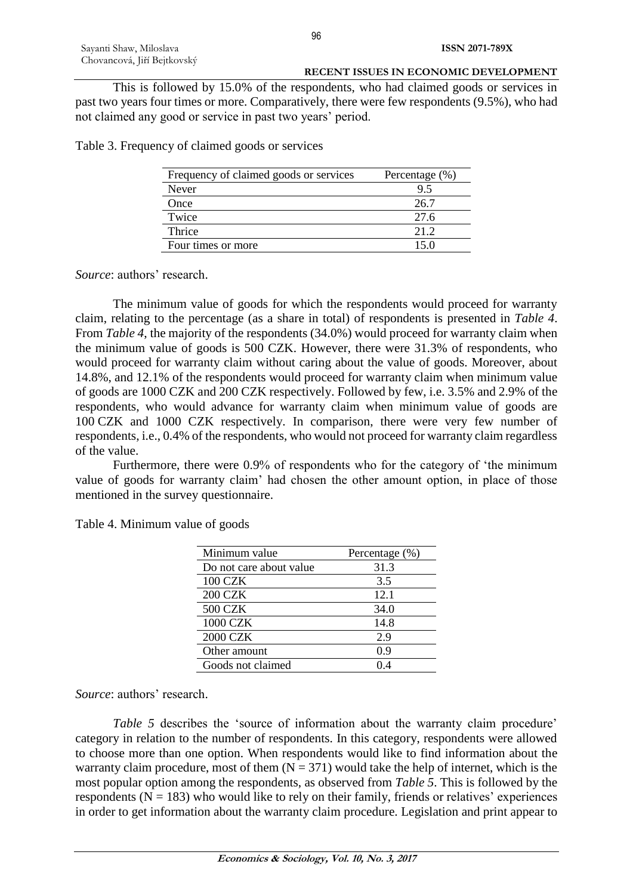This is followed by 15.0% of the respondents, who had claimed goods or services in past two years four times or more. Comparatively, there were few respondents (9.5%), who had not claimed any good or service in past two years' period.

Table 3. Frequency of claimed goods or services

| Frequency of claimed goods or services | Percentage (%) |
|---|---|
| Never | 9.5 |
| Once | 26.7 |
| Twice | 27.6 |
| Thrice | 21.2 |
| Four times or more | 15.0 |

*Source*: authors' research.

The minimum value of goods for which the respondents would proceed for warranty claim, relating to the percentage (as a share in total) of respondents is presented in *Table 4*. From *Table 4*, the majority of the respondents (34.0%) would proceed for warranty claim when the minimum value of goods is 500 CZK. However, there were 31.3% of respondents, who would proceed for warranty claim without caring about the value of goods. Moreover, about 14.8%, and 12.1% of the respondents would proceed for warranty claim when minimum value of goods are 1000 CZK and 200 CZK respectively. Followed by few, i.e. 3.5% and 2.9% of the respondents, who would advance for warranty claim when minimum value of goods are 100 CZK and 1000 CZK respectively. In comparison, there were very few number of respondents, i.e., 0.4% of the respondents, who would not proceed for warranty claim regardless of the value.

Furthermore, there were 0.9% of respondents who for the category of 'the minimum value of goods for warranty claim' had chosen the other amount option, in place of those mentioned in the survey questionnaire.

Table 4. Minimum value of goods

| Minimum value | Percentage (%) |
|---|---|
| Do not care about value | 31.3 |
| 100 CZK | 3.5 |
| 200 CZK | 12.1 |
| 500 CZK | 34.0 |
| 1000 CZK | 14.8 |
| 2000 CZK | 2.9 |
| Other amount | 0.9 |
| Goods not claimed | 0.4 |

*Source*: authors' research.

*Table 5* describes the 'source of information about the warranty claim procedure' category in relation to the number of respondents. In this category, respondents were allowed to choose more than one option. When respondents would like to find information about the warranty claim procedure, most of them (N = 371) would take the help of internet, which is the most popular option among the respondents, as observed from *Table 5*. This is followed by the respondents (N = 183) who would like to rely on their family, friends or relatives' experiences in order to get information about the warranty claim procedure. Legislation and print appear to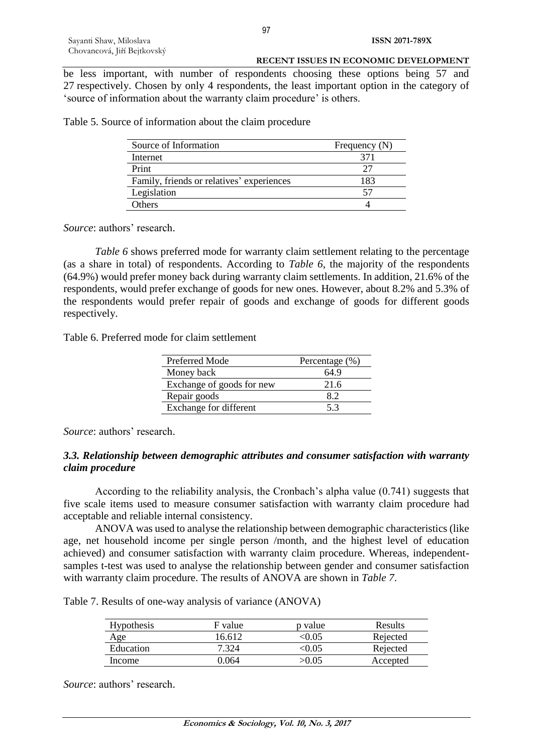be less important, with number of respondents choosing these options being 57 and 27 respectively. Chosen by only 4 respondents, the least important option in the category of 'source of information about the warranty claim procedure' is others.

Table 5. Source of information about the claim procedure

| Source of Information | Frequency (N) |
|---|---|
| Internet | 371 |
| Print | 27 |
| Family, friends or relatives' experiences | 183 |
| Legislation | 57 |
| Others | 4 |

*Source*: authors' research.

*Table 6* shows preferred mode for warranty claim settlement relating to the percentage (as a share in total) of respondents. According to *Table 6*, the majority of the respondents (64.9%) would prefer money back during warranty claim settlements. In addition, 21.6% of the respondents, would prefer exchange of goods for new ones. However, about 8.2% and 5.3% of the respondents would prefer repair of goods and exchange of goods for different goods respectively.

Table 6. Preferred mode for claim settlement

| Preferred Mode | Percentage (%) |
|---|---|
| Money back | 64.9 |
| Exchange of goods for new | 21.6 |
| Repair goods | 8.2 |
| Exchange for different | 5.3 |

*Source*: authors' research.

### *3.3. Relationship between demographic attributes and consumer satisfaction with warranty claim procedure*

According to the reliability analysis, the Cronbach's alpha value (0.741) suggests that five scale items used to measure consumer satisfaction with warranty claim procedure had acceptable and reliable internal consistency.

ANOVA was used to analyse the relationship between demographic characteristics (like age, net household income per single person /month, and the highest level of education achieved) and consumer satisfaction with warranty claim procedure. Whereas, independent-samples t-test was used to analyse the relationship between gender and consumer satisfaction with warranty claim procedure. The results of ANOVA are shown in *Table 7*.

Table 7. Results of one-way analysis of variance (ANOVA)

| Hypothesis | F value | p value | Results |
|---|---|---|---|
| Age | 16.612 | $<0.05$ | Rejected |
| Education | 7.324 | $<0.05$ | Rejected |
| Income | 0.064 | $>0.05$ | Accepted |

*Source*: authors' research.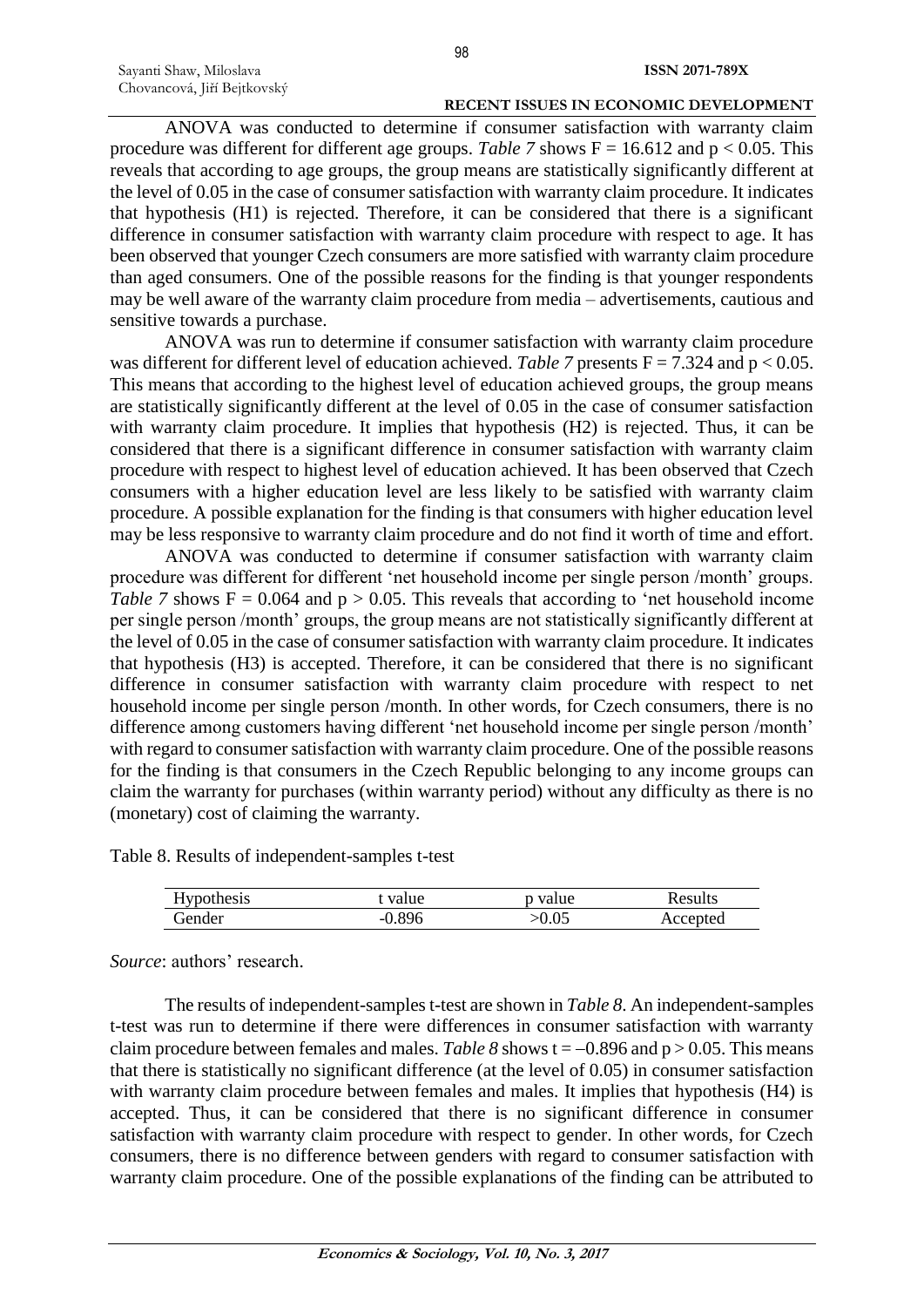ANOVA was conducted to determine if consumer satisfaction with warranty claim procedure was different for different age groups. *Table 7* shows $F = 16.612$ and $p < 0.05$. This reveals that according to age groups, the group means are statistically significantly different at the level of 0.05 in the case of consumer satisfaction with warranty claim procedure. It indicates that hypothesis (H1) is rejected. Therefore, it can be considered that there is a significant difference in consumer satisfaction with warranty claim procedure with respect to age. It has been observed that younger Czech consumers are more satisfied with warranty claim procedure than aged consumers. One of the possible reasons for the finding is that younger respondents may be well aware of the warranty claim procedure from media – advertisements, cautious and sensitive towards a purchase.

ANOVA was run to determine if consumer satisfaction with warranty claim procedure was different for different level of education achieved. *Table 7* presents $F = 7.324$ and $p < 0.05$. This means that according to the highest level of education achieved groups, the group means are statistically significantly different at the level of 0.05 in the case of consumer satisfaction with warranty claim procedure. It implies that hypothesis (H2) is rejected. Thus, it can be considered that there is a significant difference in consumer satisfaction with warranty claim procedure with respect to highest level of education achieved. It has been observed that Czech consumers with a higher education level are less likely to be satisfied with warranty claim procedure. A possible explanation for the finding is that consumers with higher education level may be less responsive to warranty claim procedure and do not find it worth of time and effort.

ANOVA was conducted to determine if consumer satisfaction with warranty claim procedure was different for different 'net household income per single person /month' groups. *Table 7* shows $F = 0.064$ and $p > 0.05$. This reveals that according to 'net household income per single person /month' groups, the group means are not statistically significantly different at the level of 0.05 in the case of consumer satisfaction with warranty claim procedure. It indicates that hypothesis (H3) is accepted. Therefore, it can be considered that there is no significant difference in consumer satisfaction with warranty claim procedure with respect to net household income per single person /month. In other words, for Czech consumers, there is no difference among customers having different 'net household income per single person /month' with regard to consumer satisfaction with warranty claim procedure. One of the possible reasons for the finding is that consumers in the Czech Republic belonging to any income groups can claim the warranty for purchases (within warranty period) without any difficulty as there is no (monetary) cost of claiming the warranty.

Table 8. Results of independent-samples t-test

| Hypothesis | t value | p value | Results |
|---|---|---|---|
| Gender | -0.896 | >0.05 | Accepted |

*Source*: authors' research.

The results of independent-samples t-test are shown in *Table 8*. An independent-samples t-test was run to determine if there were differences in consumer satisfaction with warranty claim procedure between females and males. *Table 8* shows $t = -0.896$ and $p > 0.05$. This means that there is statistically no significant difference (at the level of 0.05) in consumer satisfaction with warranty claim procedure between females and males. It implies that hypothesis (H4) is accepted. Thus, it can be considered that there is no significant difference in consumer satisfaction with warranty claim procedure with respect to gender. In other words, for Czech consumers, there is no difference between genders with regard to consumer satisfaction with warranty claim procedure. One of the possible explanations of the finding can be attributed to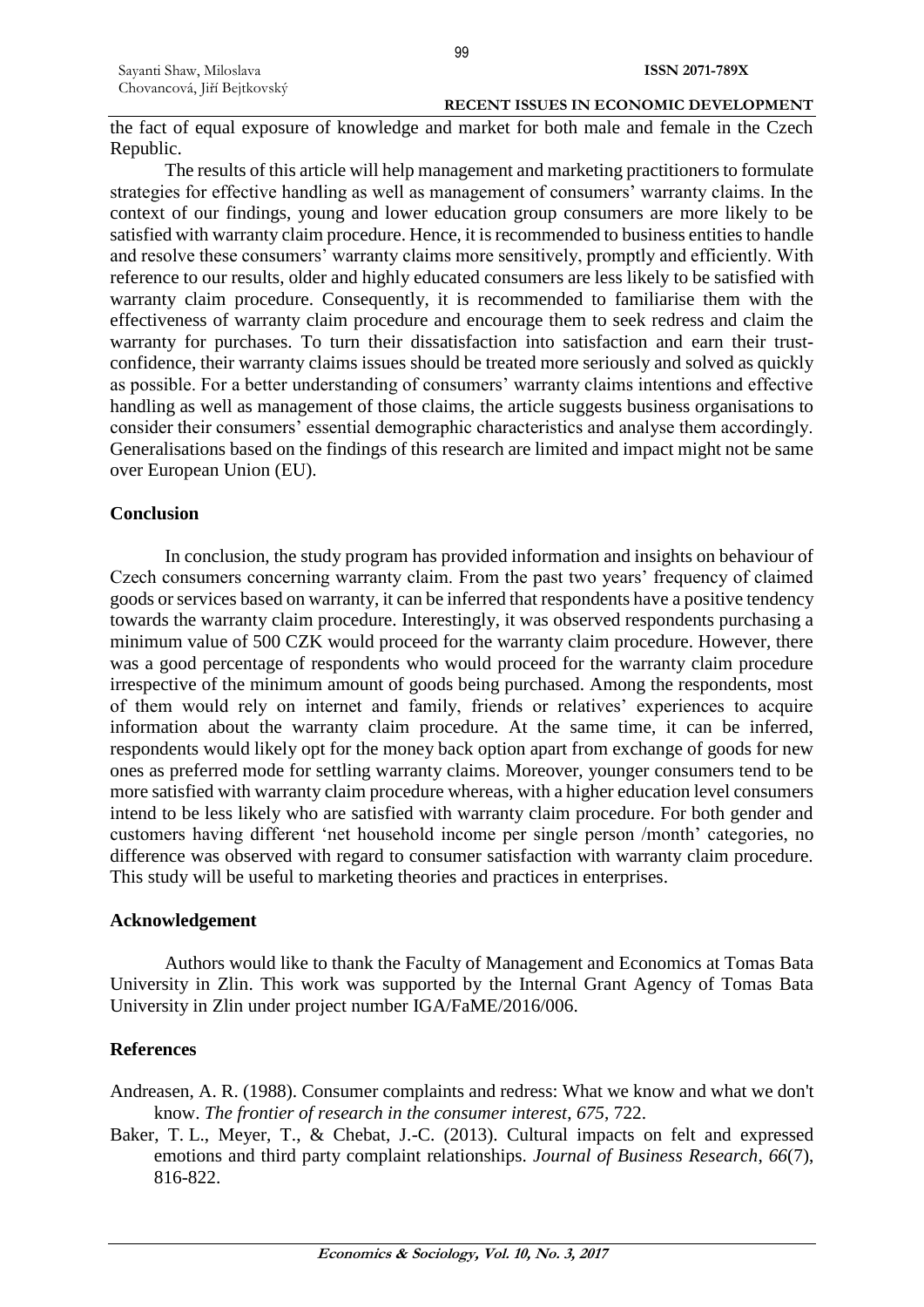the fact of equal exposure of knowledge and market for both male and female in the Czech Republic.

The results of this article will help management and marketing practitioners to formulate strategies for effective handling as well as management of consumers' warranty claims. In the context of our findings, young and lower education group consumers are more likely to be satisfied with warranty claim procedure. Hence, it is recommended to business entities to handle and resolve these consumers' warranty claims more sensitively, promptly and efficiently. With reference to our results, older and highly educated consumers are less likely to be satisfied with warranty claim procedure. Consequently, it is recommended to familiarise them with the effectiveness of warranty claim procedure and encourage them to seek redress and claim the warranty for purchases. To turn their dissatisfaction into satisfaction and earn their trust-confidence, their warranty claims issues should be treated more seriously and solved as quickly as possible. For a better understanding of consumers' warranty claims intentions and effective handling as well as management of those claims, the article suggests business organisations to consider their consumers' essential demographic characteristics and analyse them accordingly. Generalisations based on the findings of this research are limited and impact might not be same over European Union (EU).

## Conclusion

In conclusion, the study program has provided information and insights on behaviour of Czech consumers concerning warranty claim. From the past two years' frequency of claimed goods or services based on warranty, it can be inferred that respondents have a positive tendency towards the warranty claim procedure. Interestingly, it was observed respondents purchasing a minimum value of 500 CZK would proceed for the warranty claim procedure. However, there was a good percentage of respondents who would proceed for the warranty claim procedure irrespective of the minimum amount of goods being purchased. Among the respondents, most of them would rely on internet and family, friends or relatives' experiences to acquire information about the warranty claim procedure. At the same time, it can be inferred, respondents would likely opt for the money back option apart from exchange of goods for new ones as preferred mode for settling warranty claims. Moreover, younger consumers tend to be more satisfied with warranty claim procedure whereas, with a higher education level consumers intend to be less likely who are satisfied with warranty claim procedure. For both gender and customers having different 'net household income per single person /month' categories, no difference was observed with regard to consumer satisfaction with warranty claim procedure. This study will be useful to marketing theories and practices in enterprises.

## Acknowledgement

Authors would like to thank the Faculty of Management and Economics at Tomas Bata University in Zlin. This work was supported by the Internal Grant Agency of Tomas Bata University in Zlin under project number IGA/FaME/2016/006.

## References

Andreasen, A. R. (1988). Consumer complaints and redress: What we know and what we don't know. *The frontier of research in the consumer interest*, *675*, 722.

Baker, T. L., Meyer, T., & Chebat, J.-C. (2013). Cultural impacts on felt and expressed emotions and third party complaint relationships. *Journal of Business Research*, *66*(7), 816-822.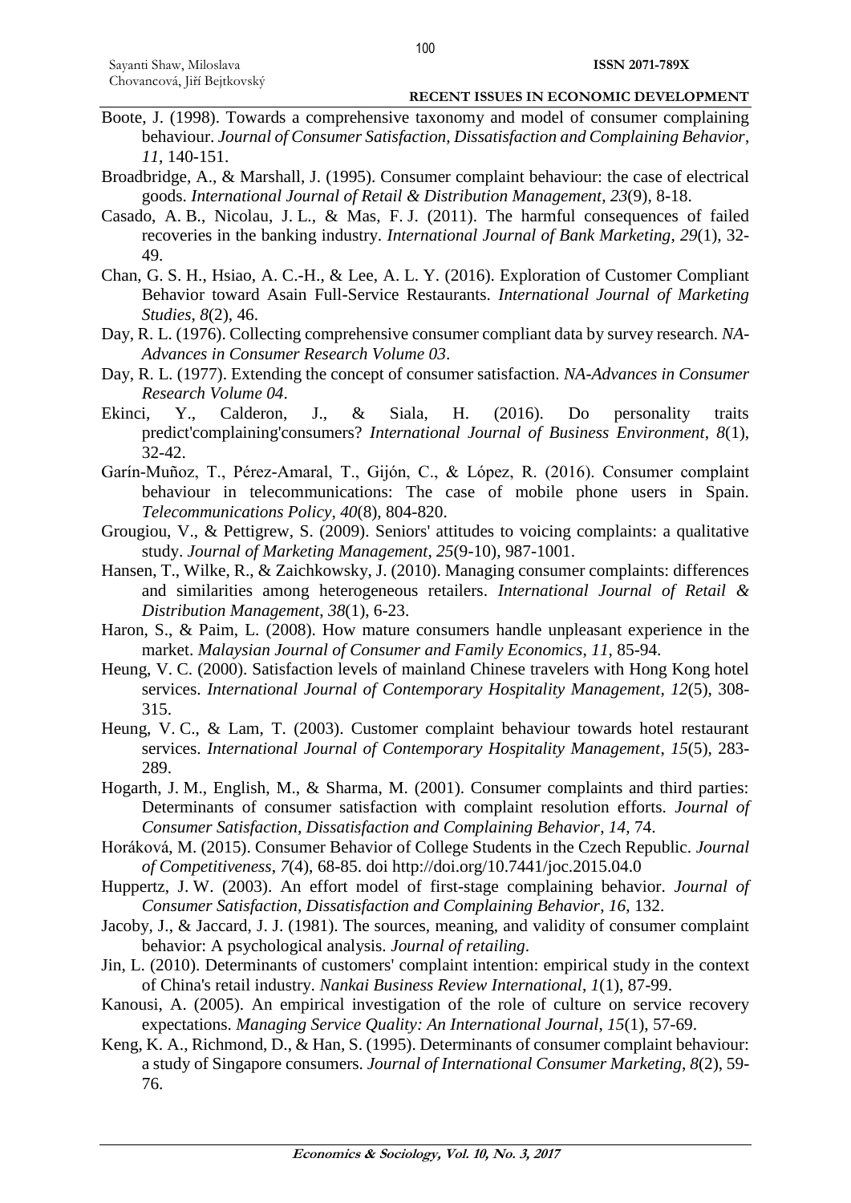Boote, J. (1998). Towards a comprehensive taxonomy and model of consumer complaining behaviour. *Journal of Consumer Satisfaction, Dissatisfaction and Complaining Behavior*, *11*, 140-151.

Broadbridge, A., & Marshall, J. (1995). Consumer complaint behaviour: the case of electrical goods. *International Journal of Retail & Distribution Management*, *23*(9), 8-18.

Casado, A. B., Nicolau, J. L., & Mas, F. J. (2011). The harmful consequences of failed recoveries in the banking industry. *International Journal of Bank Marketing*, *29*(1), 32-49.

Chan, G. S. H., Hsiao, A. C.-H., & Lee, A. L. Y. (2016). Exploration of Customer Compliant Behavior toward Asain Full-Service Restaurants. *International Journal of Marketing Studies*, *8*(2), 46.

Day, R. L. (1976). Collecting comprehensive consumer compliant data by survey research. *NA-Advances in Consumer Research Volume 03*.

Day, R. L. (1977). Extending the concept of consumer satisfaction. *NA-Advances in Consumer Research Volume 04*.

Ekinci, Y., Calderon, J., & Siala, H. (2016). Do personality traits predict'complaining'consumers? *International Journal of Business Environment*, *8*(1), 32-42.

Garín-Muñoz, T., Pérez-Amaral, T., Gijón, C., & López, R. (2016). Consumer complaint behaviour in telecommunications: The case of mobile phone users in Spain. *Telecommunications Policy*, *40*(8), 804-820.

Grougiou, V., & Pettigrew, S. (2009). Seniors' attitudes to voicing complaints: a qualitative study. *Journal of Marketing Management*, *25*(9-10), 987-1001.

Hansen, T., Wilke, R., & Zaichkowsky, J. (2010). Managing consumer complaints: differences and similarities among heterogeneous retailers. *International Journal of Retail & Distribution Management*, *38*(1), 6-23.

Haron, S., & Paim, L. (2008). How mature consumers handle unpleasant experience in the market. *Malaysian Journal of Consumer and Family Economics*, *11*, 85-94.

Heung, V. C. (2000). Satisfaction levels of mainland Chinese travelers with Hong Kong hotel services. *International Journal of Contemporary Hospitality Management*, *12*(5), 308-315.

Heung, V. C., & Lam, T. (2003). Customer complaint behaviour towards hotel restaurant services. *International Journal of Contemporary Hospitality Management*, *15*(5), 283-289.

Hogarth, J. M., English, M., & Sharma, M. (2001). Consumer complaints and third parties: Determinants of consumer satisfaction with complaint resolution efforts. *Journal of Consumer Satisfaction, Dissatisfaction and Complaining Behavior*, *14*, 74.

Horáková, M. (2015). Consumer Behavior of College Students in the Czech Republic. *Journal of Competitiveness*, *7*(4), 68-85. doi http://doi.org/10.7441/joc.2015.04.0

Huppertz, J. W. (2003). An effort model of first-stage complaining behavior. *Journal of Consumer Satisfaction, Dissatisfaction and Complaining Behavior*, *16*, 132.

Jacoby, J., & Jaccard, J. J. (1981). The sources, meaning, and validity of consumer complaint behavior: A psychological analysis. *Journal of retailing*.

Jin, L. (2010). Determinants of customers' complaint intention: empirical study in the context of China's retail industry. *Nankai Business Review International*, *1*(1), 87-99.

Kanousi, A. (2005). An empirical investigation of the role of culture on service recovery expectations. *Managing Service Quality: An International Journal*, *15*(1), 57-69.

Keng, K. A., Richmond, D., & Han, S. (1995). Determinants of consumer complaint behaviour: a study of Singapore consumers. *Journal of International Consumer Marketing*, *8*(2), 59-76.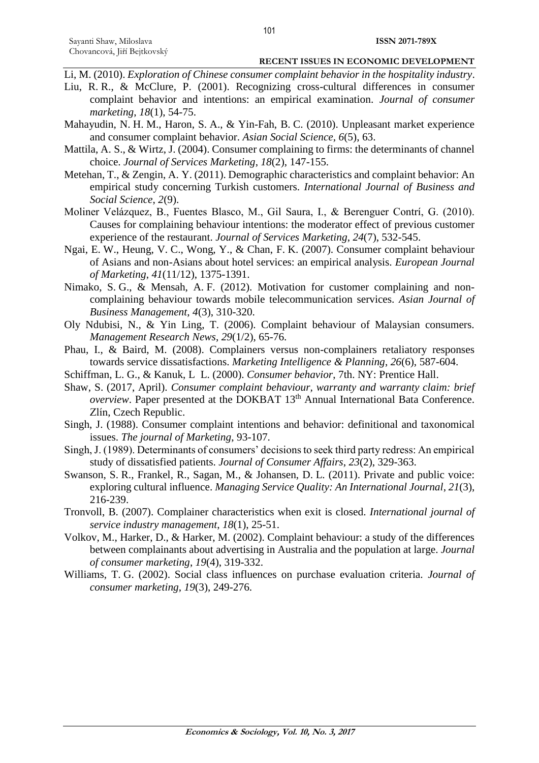Li, M. (2010). *Exploration of Chinese consumer complaint behavior in the hospitality industry*.

Liu, R. R., & McClure, P. (2001). Recognizing cross-cultural differences in consumer complaint behavior and intentions: an empirical examination. *Journal of consumer marketing*, *18*(1), 54-75.

Mahayudin, N. H. M., Haron, S. A., & Yin-Fah, B. C. (2010). Unpleasant market experience and consumer complaint behavior. *Asian Social Science*, *6*(5), 63.

Mattila, A. S., & Wirtz, J. (2004). Consumer complaining to firms: the determinants of channel choice. *Journal of Services Marketing*, *18*(2), 147-155.

Metehan, T., & Zengin, A. Y. (2011). Demographic characteristics and complaint behavior: An empirical study concerning Turkish customers. *International Journal of Business and Social Science*, *2*(9).

Moliner Velázquez, B., Fuentes Blasco, M., Gil Saura, I., & Berenguer Contrí, G. (2010). Causes for complaining behaviour intentions: the moderator effect of previous customer experience of the restaurant. *Journal of Services Marketing*, *24*(7), 532-545.

Ngai, E. W., Heung, V. C., Wong, Y., & Chan, F. K. (2007). Consumer complaint behaviour of Asians and non-Asians about hotel services: an empirical analysis. *European Journal of Marketing*, *41*(11/12), 1375-1391.

Nimako, S. G., & Mensah, A. F. (2012). Motivation for customer complaining and non-complaining behaviour towards mobile telecommunication services. *Asian Journal of Business Management*, *4*(3), 310-320.

Oly Ndubisi, N., & Yin Ling, T. (2006). Complaint behaviour of Malaysian consumers. *Management Research News*, *29*(1/2), 65-76.

Phau, I., & Baird, M. (2008). Complainers versus non-complainers retaliatory responses towards service dissatisfactions. *Marketing Intelligence & Planning*, *26*(6), 587-604.

Schiffman, L. G., & Kanuk, L L. (2000). *Consumer behavior*, 7th. NY: Prentice Hall.

Shaw, S. (2017, April). *Consumer complaint behaviour, warranty and warranty claim: brief overview*. Paper presented at the DOKBAT 13th Annual International Bata Conference. Zlín, Czech Republic.

Singh, J. (1988). Consumer complaint intentions and behavior: definitional and taxonomical issues. *The journal of Marketing*, 93-107.

Singh, J. (1989). Determinants of consumers' decisions to seek third party redress: An empirical study of dissatisfied patients. *Journal of Consumer Affairs*, *23*(2), 329-363.

Swanson, S. R., Frankel, R., Sagan, M., & Johansen, D. L. (2011). Private and public voice: exploring cultural influence. *Managing Service Quality: An International Journal*, *21*(3), 216-239.

Tronvoll, B. (2007). Complainer characteristics when exit is closed. *International journal of service industry management*, *18*(1), 25-51.

Volkov, M., Harker, D., & Harker, M. (2002). Complaint behaviour: a study of the differences between complainants about advertising in Australia and the population at large. *Journal of consumer marketing*, *19*(4), 319-332.

Williams, T. G. (2002). Social class influences on purchase evaluation criteria. *Journal of consumer marketing*, *19*(3), 249-276.